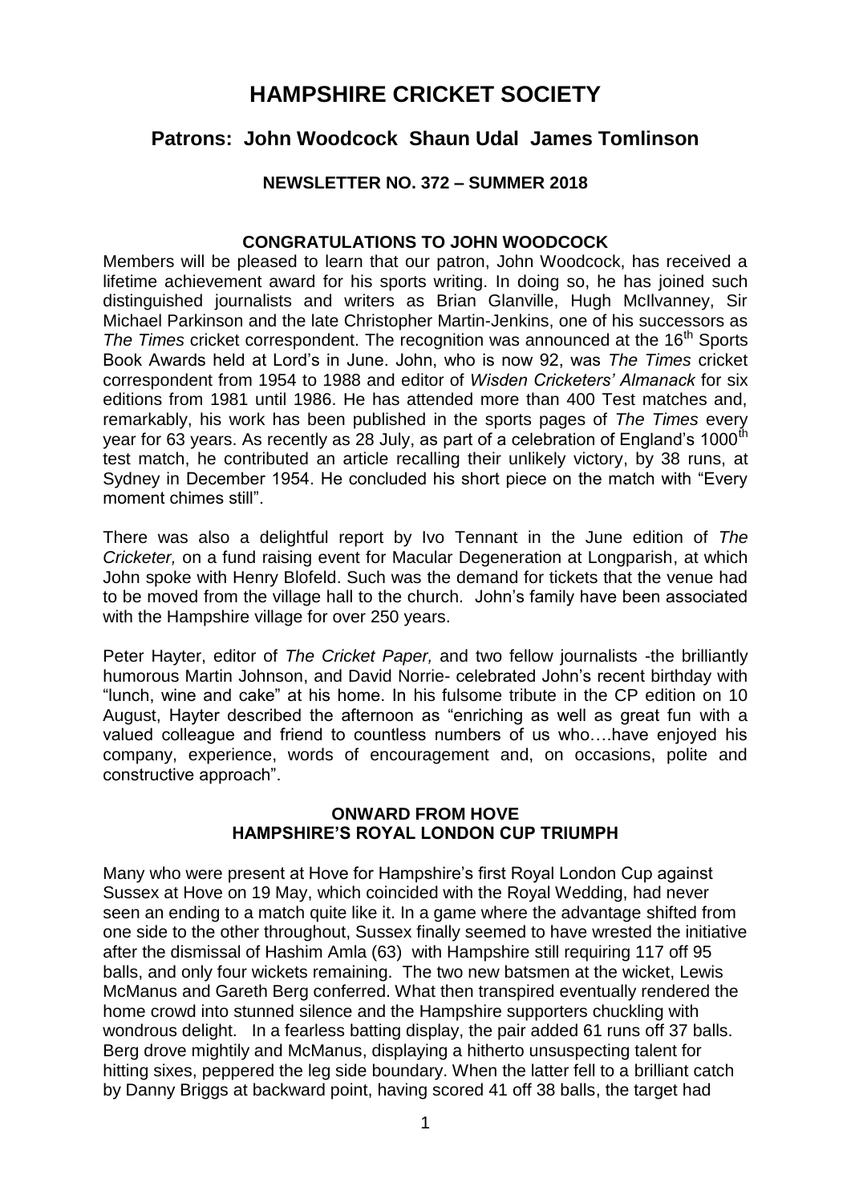# HAMPSHIRE CRICKET SOCIETY

## Patrons: John Woodcock Shaun Udal James Tomlinson

### NEWSLETTER NO. 372 – SUMMER 2018

### CONGRATULATIONS TO JOHN WOODCOCK

Members will be pleased to learn that our patron, John Woodcock, has received a lifetime achievement award for his sports writing. In doing so, he has joined such distinguished journalists and writers as Brian Glanville, Hugh McIlvanney, Sir Michael Parkinson and the late Christopher Martin-Jenkins, one of his successors as *The Times* cricket correspondent. The recognition was announced at the 16th Sports Book Awards held at Lord's in June. John, who is now 92, was *The Times* cricket correspondent from 1954 to 1988 and editor of *Wisden Cricketers' Almanack* for six editions from 1981 until 1986. He has attended more than 400 Test matches and, remarkably, his work has been published in the sports pages of *The Times* every year for 63 years. As recently as 28 July, as part of a celebration of England's 1000th test match, he contributed an article recalling their unlikely victory, by 38 runs, at Sydney in December 1954. He concluded his short piece on the match with "Every moment chimes still".

There was also a delightful report by Ivo Tennant in the June edition of *The Cricketer,* on a fund raising event for Macular Degeneration at Longparish, at which John spoke with Henry Blofeld. Such was the demand for tickets that the venue had to be moved from the village hall to the church. John's family have been associated with the Hampshire village for over 250 years.

Peter Hayter, editor of *The Cricket Paper,* and two fellow journalists -the brilliantly humorous Martin Johnson, and David Norrie- celebrated John's recent birthday with "lunch, wine and cake" at his home. In his fulsome tribute in the CP edition on 10 August, Hayter described the afternoon as "enriching as well as great fun with a valued colleague and friend to countless numbers of us who….have enjoyed his company, experience, words of encouragement and, on occasions, polite and constructive approach".

### ONWARD FROM HOVE
### HAMPSHIRE'S ROYAL LONDON CUP TRIUMPH

Many who were present at Hove for Hampshire's first Royal London Cup against Sussex at Hove on 19 May, which coincided with the Royal Wedding, had never seen an ending to a match quite like it. In a game where the advantage shifted from one side to the other throughout, Sussex finally seemed to have wrested the initiative after the dismissal of Hashim Amla (63) with Hampshire still requiring 117 off 95 balls, and only four wickets remaining. The two new batsmen at the wicket, Lewis McManus and Gareth Berg conferred. What then transpired eventually rendered the home crowd into stunned silence and the Hampshire supporters chuckling with wondrous delight. In a fearless batting display, the pair added 61 runs off 37 balls. Berg drove mightily and McManus, displaying a hitherto unsuspecting talent for hitting sixes, peppered the leg side boundary. When the latter fell to a brilliant catch by Danny Briggs at backward point, having scored 41 off 38 balls, the target had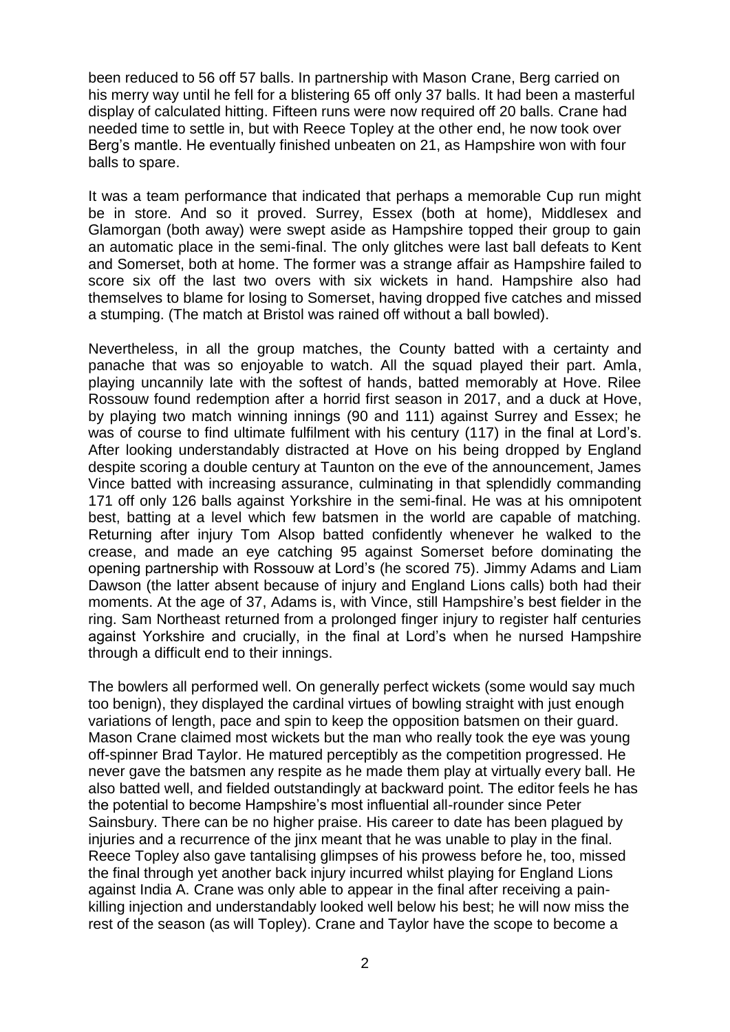been reduced to 56 off 57 balls. In partnership with Mason Crane, Berg carried on his merry way until he fell for a blistering 65 off only 37 balls. It had been a masterful display of calculated hitting. Fifteen runs were now required off 20 balls. Crane had needed time to settle in, but with Reece Topley at the other end, he now took over Berg's mantle. He eventually finished unbeaten on 21, as Hampshire won with four balls to spare.

It was a team performance that indicated that perhaps a memorable Cup run might be in store. And so it proved. Surrey, Essex (both at home), Middlesex and Glamorgan (both away) were swept aside as Hampshire topped their group to gain an automatic place in the semi-final. The only glitches were last ball defeats to Kent and Somerset, both at home. The former was a strange affair as Hampshire failed to score six off the last two overs with six wickets in hand. Hampshire also had themselves to blame for losing to Somerset, having dropped five catches and missed a stumping. (The match at Bristol was rained off without a ball bowled).

Nevertheless, in all the group matches, the County batted with a certainty and panache that was so enjoyable to watch. All the squad played their part. Amla, playing uncannily late with the softest of hands, batted memorably at Hove. Rilee Rossouw found redemption after a horrid first season in 2017, and a duck at Hove, by playing two match winning innings (90 and 111) against Surrey and Essex; he was of course to find ultimate fulfilment with his century (117) in the final at Lord's. After looking understandably distracted at Hove on his being dropped by England despite scoring a double century at Taunton on the eve of the announcement, James Vince batted with increasing assurance, culminating in that splendidly commanding 171 off only 126 balls against Yorkshire in the semi-final. He was at his omnipotent best, batting at a level which few batsmen in the world are capable of matching. Returning after injury Tom Alsop batted confidently whenever he walked to the crease, and made an eye catching 95 against Somerset before dominating the opening partnership with Rossouw at Lord's (he scored 75). Jimmy Adams and Liam Dawson (the latter absent because of injury and England Lions calls) both had their moments. At the age of 37, Adams is, with Vince, still Hampshire's best fielder in the ring. Sam Northeast returned from a prolonged finger injury to register half centuries against Yorkshire and crucially, in the final at Lord's when he nursed Hampshire through a difficult end to their innings.

The bowlers all performed well. On generally perfect wickets (some would say much too benign), they displayed the cardinal virtues of bowling straight with just enough variations of length, pace and spin to keep the opposition batsmen on their guard. Mason Crane claimed most wickets but the man who really took the eye was young off-spinner Brad Taylor. He matured perceptibly as the competition progressed. He never gave the batsmen any respite as he made them play at virtually every ball. He also batted well, and fielded outstandingly at backward point. The editor feels he has the potential to become Hampshire's most influential all-rounder since Peter Sainsbury. There can be no higher praise. His career to date has been plagued by injuries and a recurrence of the jinx meant that he was unable to play in the final. Reece Topley also gave tantalising glimpses of his prowess before he, too, missed the final through yet another back injury incurred whilst playing for England Lions against India A. Crane was only able to appear in the final after receiving a pain-killing injection and understandably looked well below his best; he will now miss the rest of the season (as will Topley). Crane and Taylor have the scope to become a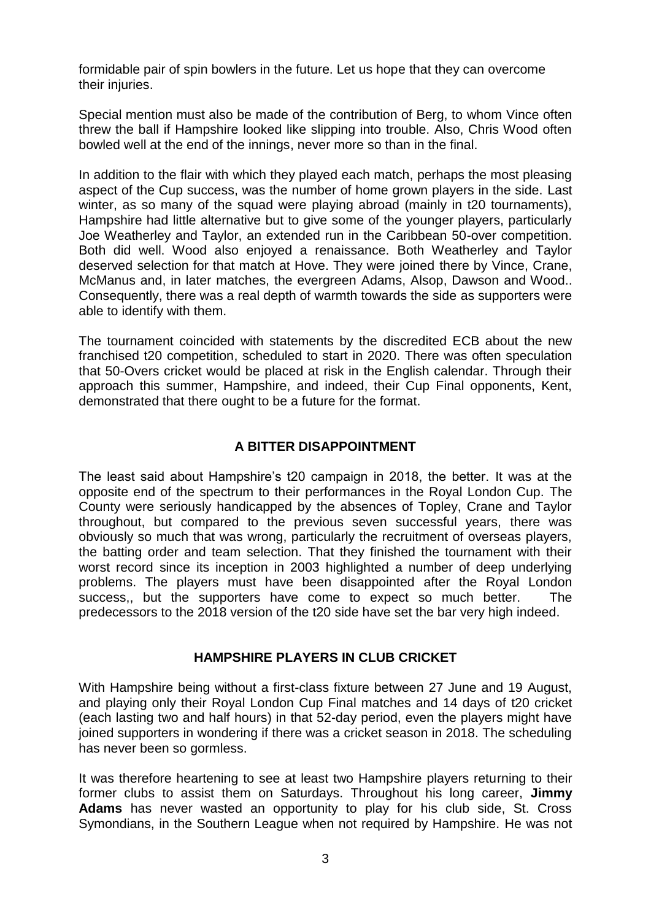formidable pair of spin bowlers in the future. Let us hope that they can overcome their injuries.

Special mention must also be made of the contribution of Berg, to whom Vince often threw the ball if Hampshire looked like slipping into trouble. Also, Chris Wood often bowled well at the end of the innings, never more so than in the final.

In addition to the flair with which they played each match, perhaps the most pleasing aspect of the Cup success, was the number of home grown players in the side. Last winter, as so many of the squad were playing abroad (mainly in t20 tournaments), Hampshire had little alternative but to give some of the younger players, particularly Joe Weatherley and Taylor, an extended run in the Caribbean 50-over competition. Both did well. Wood also enjoyed a renaissance. Both Weatherley and Taylor deserved selection for that match at Hove. They were joined there by Vince, Crane, McManus and, in later matches, the evergreen Adams, Alsop, Dawson and Wood.. Consequently, there was a real depth of warmth towards the side as supporters were able to identify with them.

The tournament coincided with statements by the discredited ECB about the new franchised t20 competition, scheduled to start in 2020. There was often speculation that 50-Overs cricket would be placed at risk in the English calendar. Through their approach this summer, Hampshire, and indeed, their Cup Final opponents, Kent, demonstrated that there ought to be a future for the format.

## A BITTER DISAPPOINTMENT

The least said about Hampshire's t20 campaign in 2018, the better. It was at the opposite end of the spectrum to their performances in the Royal London Cup. The County were seriously handicapped by the absences of Topley, Crane and Taylor throughout, but compared to the previous seven successful years, there was obviously so much that was wrong, particularly the recruitment of overseas players, the batting order and team selection. That they finished the tournament with their worst record since its inception in 2003 highlighted a number of deep underlying problems. The players must have been disappointed after the Royal London success,, but the supporters have come to expect so much better. The predecessors to the 2018 version of the t20 side have set the bar very high indeed.

## HAMPSHIRE PLAYERS IN CLUB CRICKET

With Hampshire being without a first-class fixture between 27 June and 19 August, and playing only their Royal London Cup Final matches and 14 days of t20 cricket (each lasting two and half hours) in that 52-day period, even the players might have joined supporters in wondering if there was a cricket season in 2018. The scheduling has never been so gormless.

It was therefore heartening to see at least two Hampshire players returning to their former clubs to assist them on Saturdays. Throughout his long career, **Jimmy Adams** has never wasted an opportunity to play for his club side, St. Cross Symondians, in the Southern League when not required by Hampshire. He was not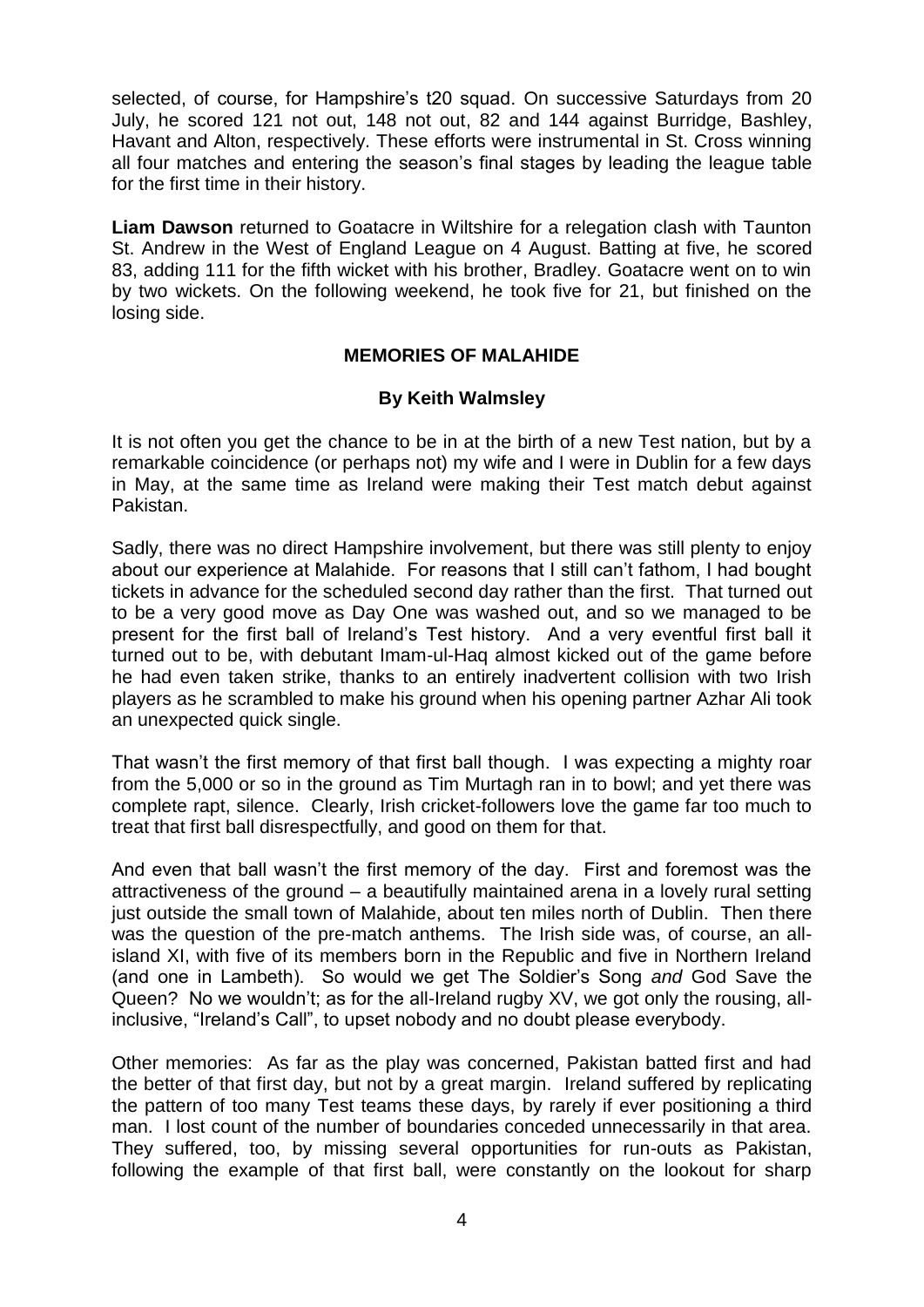selected, of course, for Hampshire's t20 squad. On successive Saturdays from 20 July, he scored 121 not out, 148 not out, 82 and 144 against Burridge, Bashley, Havant and Alton, respectively. These efforts were instrumental in St. Cross winning all four matches and entering the season's final stages by leading the league table for the first time in their history.

**Liam Dawson** returned to Goatacre in Wiltshire for a relegation clash with Taunton St. Andrew in the West of England League on 4 August. Batting at five, he scored 83, adding 111 for the fifth wicket with his brother, Bradley. Goatacre went on to win by two wickets. On the following weekend, he took five for 21, but finished on the losing side.

## MEMORIES OF MALAHIDE

### By Keith Walmsley

It is not often you get the chance to be in at the birth of a new Test nation, but by a remarkable coincidence (or perhaps not) my wife and I were in Dublin for a few days in May, at the same time as Ireland were making their Test match debut against Pakistan.

Sadly, there was no direct Hampshire involvement, but there was still plenty to enjoy about our experience at Malahide. For reasons that I still can't fathom, I had bought tickets in advance for the scheduled second day rather than the first. That turned out to be a very good move as Day One was washed out, and so we managed to be present for the first ball of Ireland's Test history. And a very eventful first ball it turned out to be, with debutant Imam-ul-Haq almost kicked out of the game before he had even taken strike, thanks to an entirely inadvertent collision with two Irish players as he scrambled to make his ground when his opening partner Azhar Ali took an unexpected quick single.

That wasn't the first memory of that first ball though. I was expecting a mighty roar from the 5,000 or so in the ground as Tim Murtagh ran in to bowl; and yet there was complete rapt, silence. Clearly, Irish cricket-followers love the game far too much to treat that first ball disrespectfully, and good on them for that.

And even that ball wasn't the first memory of the day. First and foremost was the attractiveness of the ground – a beautifully maintained arena in a lovely rural setting just outside the small town of Malahide, about ten miles north of Dublin. Then there was the question of the pre-match anthems. The Irish side was, of course, an all-island XI, with five of its members born in the Republic and five in Northern Ireland (and one in Lambeth). So would we get The Soldier's Song *and* God Save the Queen? No we wouldn't; as for the all-Ireland rugby XV, we got only the rousing, all-inclusive, "Ireland's Call", to upset nobody and no doubt please everybody.

Other memories: As far as the play was concerned, Pakistan batted first and had the better of that first day, but not by a great margin. Ireland suffered by replicating the pattern of too many Test teams these days, by rarely if ever positioning a third man. I lost count of the number of boundaries conceded unnecessarily in that area. They suffered, too, by missing several opportunities for run-outs as Pakistan, following the example of that first ball, were constantly on the lookout for sharp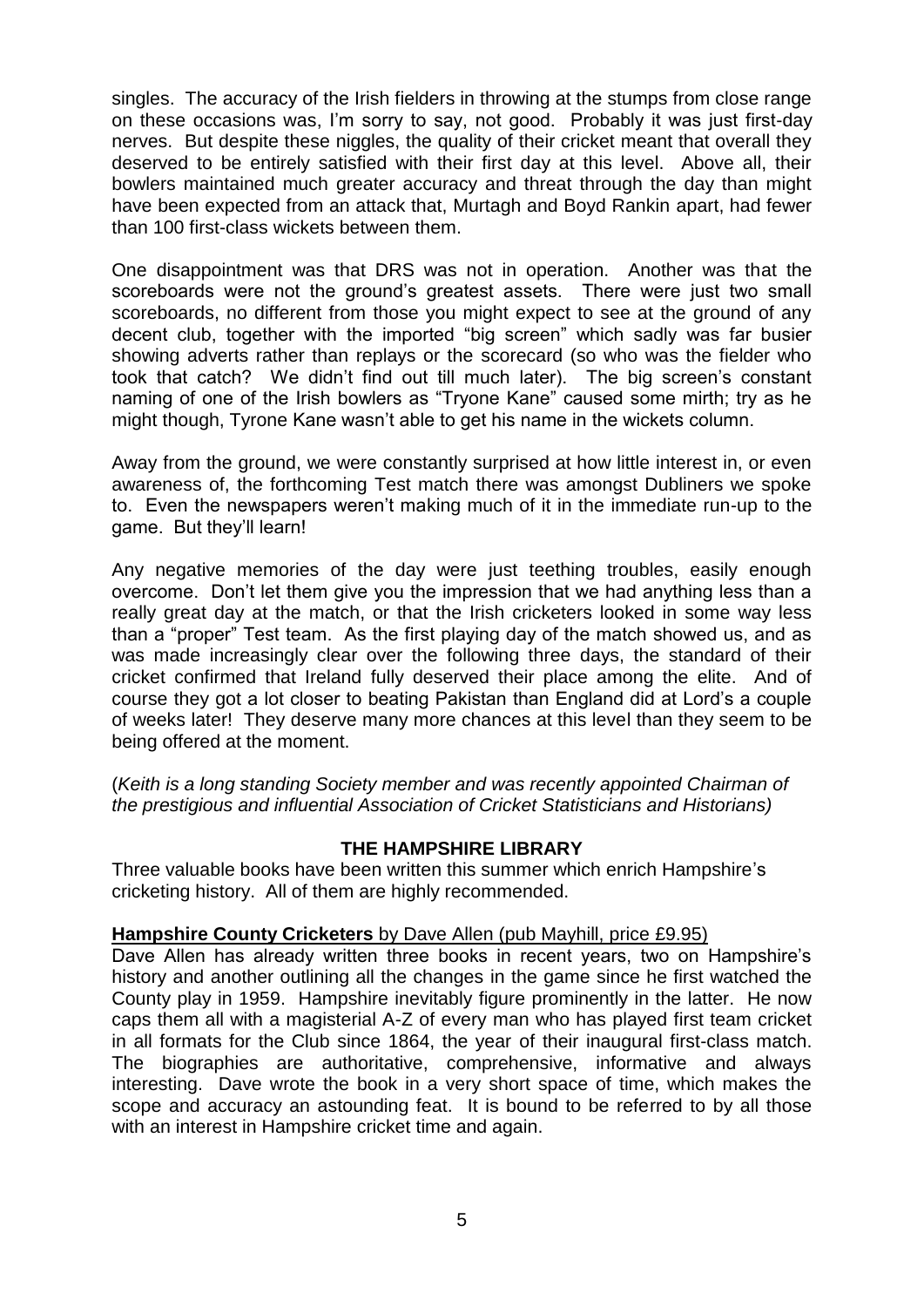singles. The accuracy of the Irish fielders in throwing at the stumps from close range on these occasions was, I'm sorry to say, not good. Probably it was just first-day nerves. But despite these niggles, the quality of their cricket meant that overall they deserved to be entirely satisfied with their first day at this level. Above all, their bowlers maintained much greater accuracy and threat through the day than might have been expected from an attack that, Murtagh and Boyd Rankin apart, had fewer than 100 first-class wickets between them.

One disappointment was that DRS was not in operation. Another was that the scoreboards were not the ground's greatest assets. There were just two small scoreboards, no different from those you might expect to see at the ground of any decent club, together with the imported "big screen" which sadly was far busier showing adverts rather than replays or the scorecard (so who was the fielder who took that catch? We didn't find out till much later). The big screen's constant naming of one of the Irish bowlers as "Tryone Kane" caused some mirth; try as he might though, Tyrone Kane wasn't able to get his name in the wickets column.

Away from the ground, we were constantly surprised at how little interest in, or even awareness of, the forthcoming Test match there was amongst Dubliners we spoke to. Even the newspapers weren't making much of it in the immediate run-up to the game. But they'll learn!

Any negative memories of the day were just teething troubles, easily enough overcome. Don't let them give you the impression that we had anything less than a really great day at the match, or that the Irish cricketers looked in some way less than a "proper" Test team. As the first playing day of the match showed us, and as was made increasingly clear over the following three days, the standard of their cricket confirmed that Ireland fully deserved their place among the elite. And of course they got a lot closer to beating Pakistan than England did at Lord's a couple of weeks later! They deserve many more chances at this level than they seem to be being offered at the moment.

(*Keith is a long standing Society member and was recently appointed Chairman of the prestigious and influential Association of Cricket Statisticians and Historians)*

## THE HAMPSHIRE LIBRARY

Three valuable books have been written this summer which enrich Hampshire's cricketing history. All of them are highly recommended.

**Hampshire County Cricketers** by Dave Allen (pub Mayhill, price £9.95)

Dave Allen has already written three books in recent years, two on Hampshire's history and another outlining all the changes in the game since he first watched the County play in 1959. Hampshire inevitably figure prominently in the latter. He now caps them all with a magisterial A-Z of every man who has played first team cricket in all formats for the Club since 1864, the year of their inaugural first-class match. The biographies are authoritative, comprehensive, informative and always interesting. Dave wrote the book in a very short space of time, which makes the scope and accuracy an astounding feat. It is bound to be referred to by all those with an interest in Hampshire cricket time and again.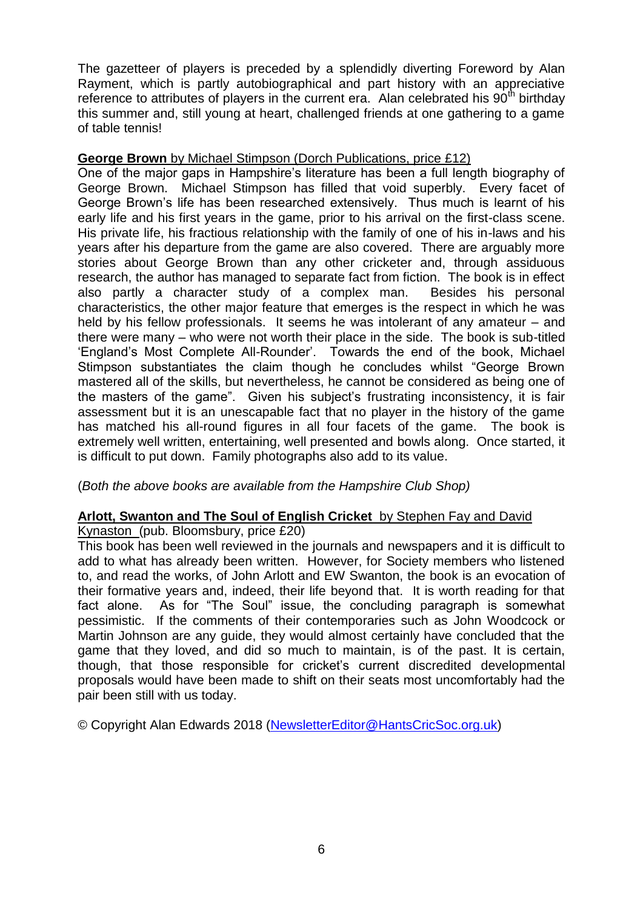The gazetteer of players is preceded by a splendidly diverting Foreword by Alan Rayment, which is partly autobiographical and part history with an appreciative reference to attributes of players in the current era. Alan celebrated his 90th birthday this summer and, still young at heart, challenged friends at one gathering to a game of table tennis!

**George Brown** by Michael Stimpson (Dorch Publications, price £12)

One of the major gaps in Hampshire's literature has been a full length biography of George Brown. Michael Stimpson has filled that void superbly. Every facet of George Brown's life has been researched extensively. Thus much is learnt of his early life and his first years in the game, prior to his arrival on the first-class scene. His private life, his fractious relationship with the family of one of his in-laws and his years after his departure from the game are also covered. There are arguably more stories about George Brown than any other cricketer and, through assiduous research, the author has managed to separate fact from fiction. The book is in effect also partly a character study of a complex man. Besides his personal characteristics, the other major feature that emerges is the respect in which he was held by his fellow professionals. It seems he was intolerant of any amateur – and there were many – who were not worth their place in the side. The book is sub-titled 'England's Most Complete All-Rounder'. Towards the end of the book, Michael Stimpson substantiates the claim though he concludes whilst "George Brown mastered all of the skills, but nevertheless, he cannot be considered as being one of the masters of the game". Given his subject's frustrating inconsistency, it is fair assessment but it is an unescapable fact that no player in the history of the game has matched his all-round figures in all four facets of the game. The book is extremely well written, entertaining, well presented and bowls along. Once started, it is difficult to put down. Family photographs also add to its value.

(*Both the above books are available from the Hampshire Club Shop)*

**Arlott, Swanton and The Soul of English Cricket** by Stephen Fay and David Kynaston (pub. Bloomsbury, price £20)

This book has been well reviewed in the journals and newspapers and it is difficult to add to what has already been written. However, for Society members who listened to, and read the works, of John Arlott and EW Swanton, the book is an evocation of their formative years and, indeed, their life beyond that. It is worth reading for that fact alone. As for "The Soul" issue, the concluding paragraph is somewhat pessimistic. If the comments of their contemporaries such as John Woodcock or Martin Johnson are any guide, they would almost certainly have concluded that the game that they loved, and did so much to maintain, is of the past. It is certain, though, that those responsible for cricket's current discredited developmental proposals would have been made to shift on their seats most uncomfortably had the pair been still with us today.

© Copyright Alan Edwards 2018 (NewsletterEditor@HantsCricSoc.org.uk)